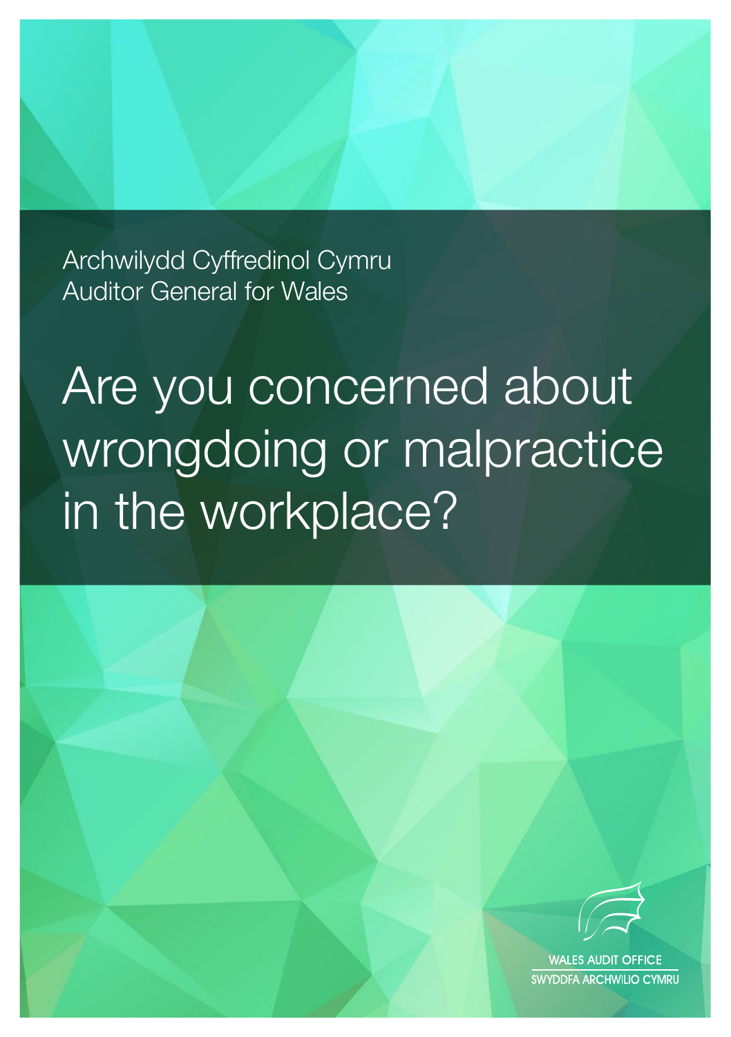Archwilydd Cyffredinol Cymru
Auditor General for Wales

# Are you concerned about wrongdoing or malpractice in the workplace?

WALES AUDIT OFFICE
SWYDDFA ARCHWILIO CYMRU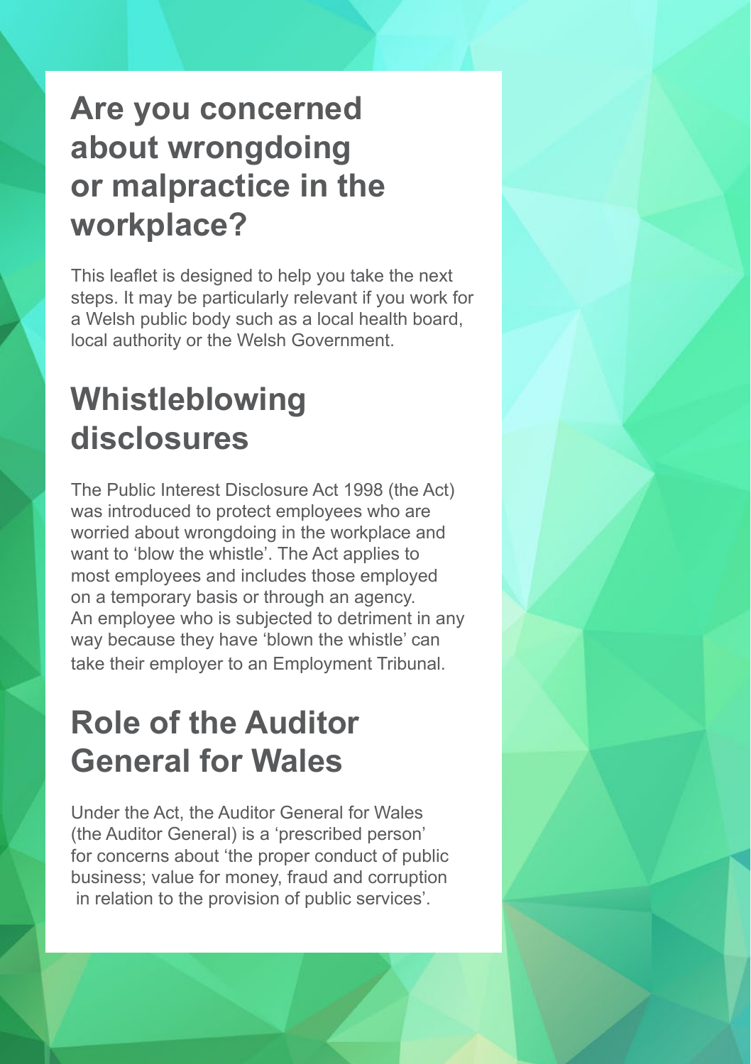## Are you concerned about wrongdoing or malpractice in the workplace?

This leaflet is designed to help you take the next steps. It may be particularly relevant if you work for a Welsh public body such as a local health board, local authority or the Welsh Government.

## Whistleblowing disclosures

The Public Interest Disclosure Act 1998 (the Act) was introduced to protect employees who are worried about wrongdoing in the workplace and want to 'blow the whistle'. The Act applies to most employees and includes those employed on a temporary basis or through an agency. An employee who is subjected to detriment in any way because they have 'blown the whistle' can take their employer to an Employment Tribunal.

## Role of the Auditor General for Wales

Under the Act, the Auditor General for Wales (the Auditor General) is a 'prescribed person' for concerns about 'the proper conduct of public business; value for money, fraud and corruption in relation to the provision of public services'.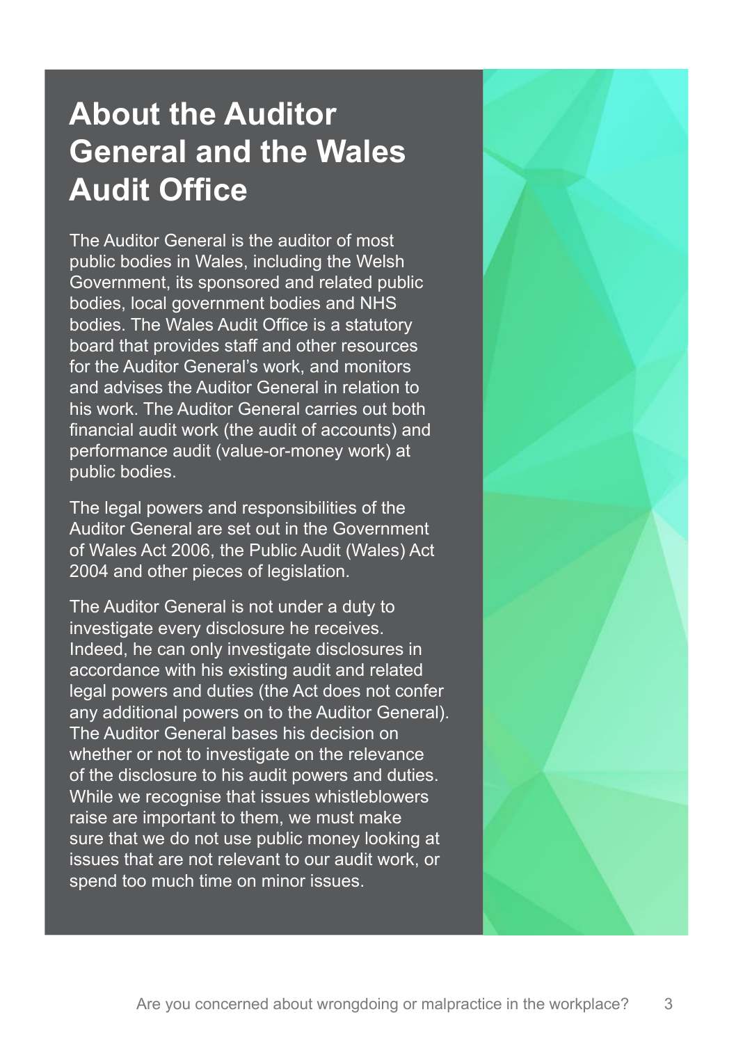# About the Auditor General and the Wales Audit Office

The Auditor General is the auditor of most public bodies in Wales, including the Welsh Government, its sponsored and related public bodies, local government bodies and NHS bodies. The Wales Audit Office is a statutory board that provides staff and other resources for the Auditor General's work, and monitors and advises the Auditor General in relation to his work. The Auditor General carries out both financial audit work (the audit of accounts) and performance audit (value-or-money work) at public bodies.

The legal powers and responsibilities of the Auditor General are set out in the Government of Wales Act 2006, the Public Audit (Wales) Act 2004 and other pieces of legislation.

The Auditor General is not under a duty to investigate every disclosure he receives. Indeed, he can only investigate disclosures in accordance with his existing audit and related legal powers and duties (the Act does not confer any additional powers on to the Auditor General). The Auditor General bases his decision on whether or not to investigate on the relevance of the disclosure to his audit powers and duties. While we recognise that issues whistleblowers raise are important to them, we must make sure that we do not use public money looking at issues that are not relevant to our audit work, or spend too much time on minor issues.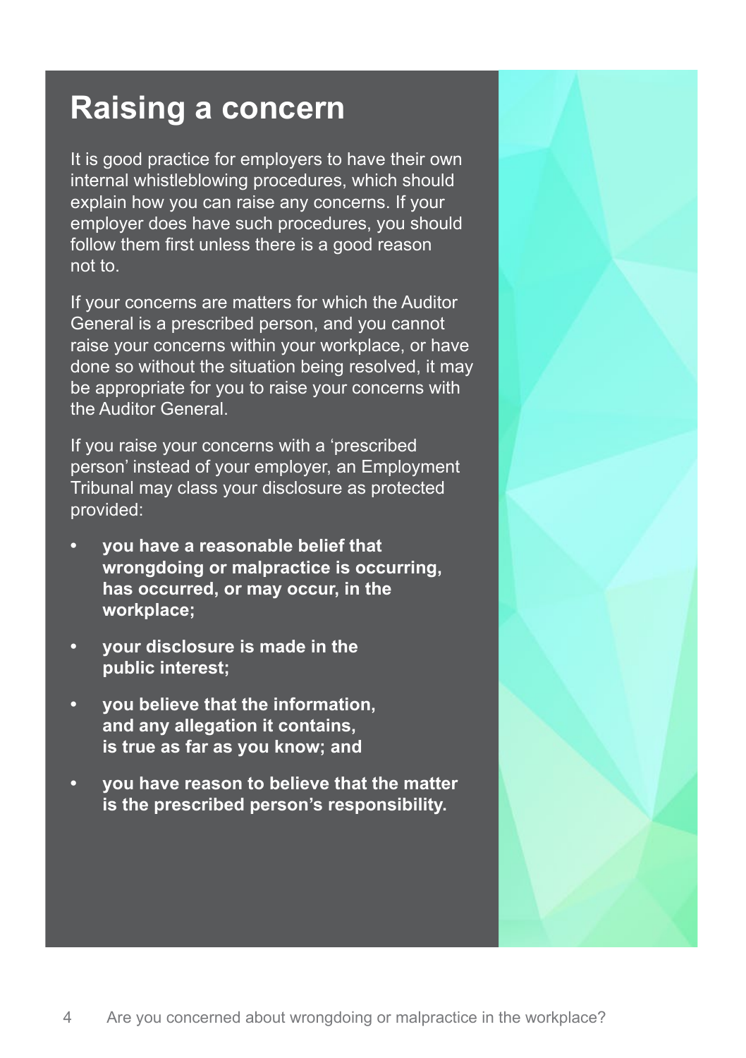# Raising a concern

It is good practice for employers to have their own internal whistleblowing procedures, which should explain how you can raise any concerns. If your employer does have such procedures, you should follow them first unless there is a good reason not to.

If your concerns are matters for which the Auditor General is a prescribed person, and you cannot raise your concerns within your workplace, or have done so without the situation being resolved, it may be appropriate for you to raise your concerns with the Auditor General.

If you raise your concerns with a 'prescribed person' instead of your employer, an Employment Tribunal may class your disclosure as protected provided:

- **you have a reasonable belief that wrongdoing or malpractice is occurring, has occurred, or may occur, in the workplace;**
- **your disclosure is made in the public interest;**
- **you believe that the information, and any allegation it contains, is true as far as you know; and**
- **you have reason to believe that the matter is the prescribed person's responsibility.**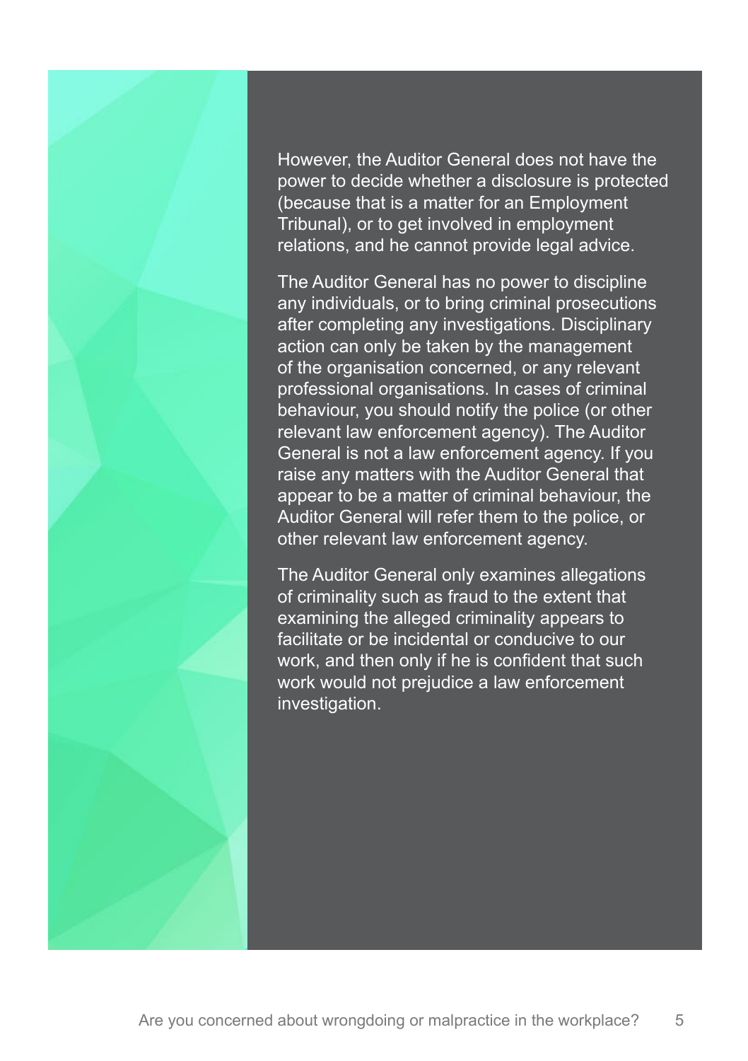However, the Auditor General does not have the power to decide whether a disclosure is protected (because that is a matter for an Employment Tribunal), or to get involved in employment relations, and he cannot provide legal advice.

The Auditor General has no power to discipline any individuals, or to bring criminal prosecutions after completing any investigations. Disciplinary action can only be taken by the management of the organisation concerned, or any relevant professional organisations. In cases of criminal behaviour, you should notify the police (or other relevant law enforcement agency). The Auditor General is not a law enforcement agency. If you raise any matters with the Auditor General that appear to be a matter of criminal behaviour, the Auditor General will refer them to the police, or other relevant law enforcement agency.

The Auditor General only examines allegations of criminality such as fraud to the extent that examining the alleged criminality appears to facilitate or be incidental or conducive to our work, and then only if he is confident that such work would not prejudice a law enforcement investigation.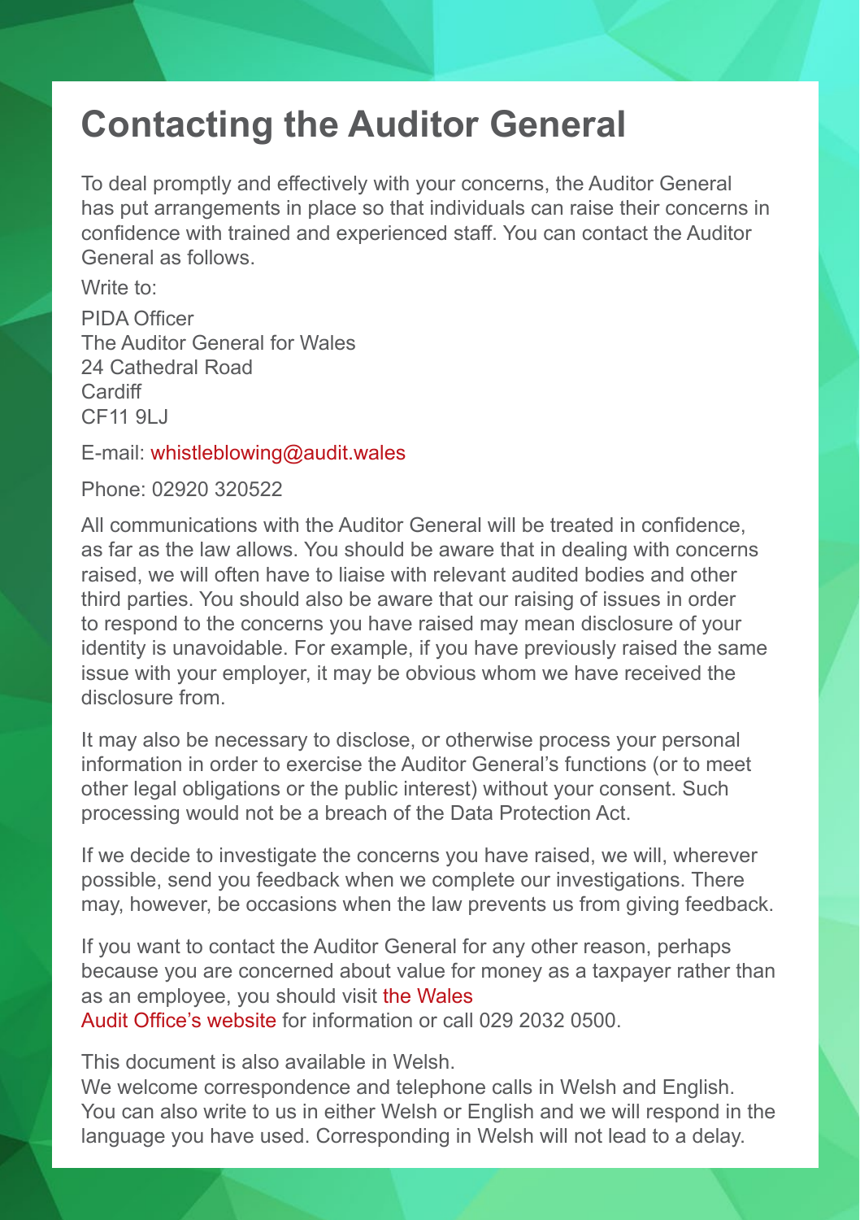# Contacting the Auditor General

To deal promptly and effectively with your concerns, the Auditor General has put arrangements in place so that individuals can raise their concerns in confidence with trained and experienced staff. You can contact the Auditor General as follows.

Write to:

PIDA Officer
The Auditor General for Wales
24 Cathedral Road
Cardiff
CF11 9LJ

E-mail: whistleblowing@audit.wales

Phone: 02920 320522

All communications with the Auditor General will be treated in confidence, as far as the law allows. You should be aware that in dealing with concerns raised, we will often have to liaise with relevant audited bodies and other third parties. You should also be aware that our raising of issues in order to respond to the concerns you have raised may mean disclosure of your identity is unavoidable. For example, if you have previously raised the same issue with your employer, it may be obvious whom we have received the disclosure from.

It may also be necessary to disclose, or otherwise process your personal information in order to exercise the Auditor General's functions (or to meet other legal obligations or the public interest) without your consent. Such processing would not be a breach of the Data Protection Act.

If we decide to investigate the concerns you have raised, we will, wherever possible, send you feedback when we complete our investigations. There may, however, be occasions when the law prevents us from giving feedback.

If you want to contact the Auditor General for any other reason, perhaps because you are concerned about value for money as a taxpayer rather than as an employee, you should visit the Wales Audit Office's website for information or call 029 2032 0500.

This document is also available in Welsh.
We welcome correspondence and telephone calls in Welsh and English. You can also write to us in either Welsh or English and we will respond in the language you have used. Corresponding in Welsh will not lead to a delay.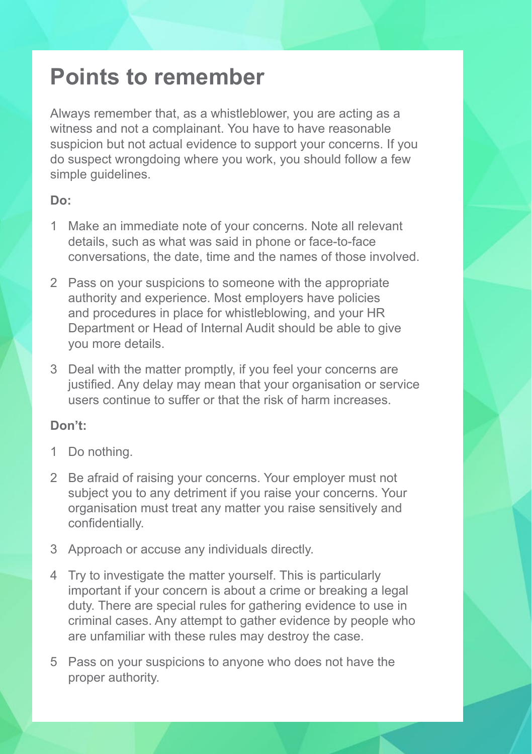# Points to remember

Always remember that, as a whistleblower, you are acting as a witness and not a complainant. You have to have reasonable suspicion but not actual evidence to support your concerns. If you do suspect wrongdoing where you work, you should follow a few simple guidelines.

**Do:**

1. Make an immediate note of your concerns. Note all relevant details, such as what was said in phone or face-to-face conversations, the date, time and the names of those involved.
2. Pass on your suspicions to someone with the appropriate authority and experience. Most employers have policies and procedures in place for whistleblowing, and your HR Department or Head of Internal Audit should be able to give you more details.
3. Deal with the matter promptly, if you feel your concerns are justified. Any delay may mean that your organisation or service users continue to suffer or that the risk of harm increases.

**Don't:**

1. Do nothing.
2. Be afraid of raising your concerns. Your employer must not subject you to any detriment if you raise your concerns. Your organisation must treat any matter you raise sensitively and confidentially.
3. Approach or accuse any individuals directly.
4. Try to investigate the matter yourself. This is particularly important if your concern is about a crime or breaking a legal duty. There are special rules for gathering evidence to use in criminal cases. Any attempt to gather evidence by people who are unfamiliar with these rules may destroy the case.
5. Pass on your suspicions to anyone who does not have the proper authority.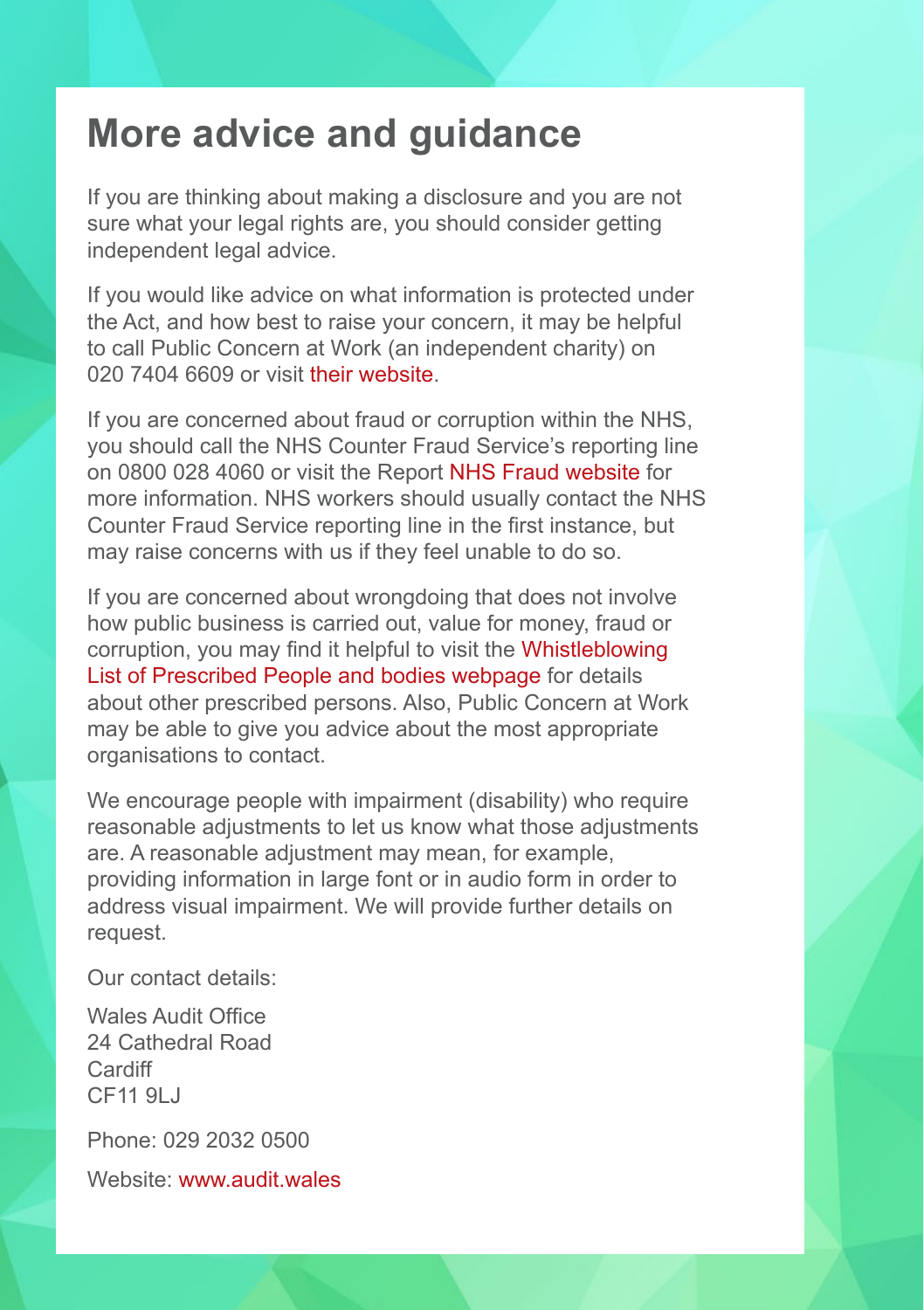# More advice and guidance

If you are thinking about making a disclosure and you are not sure what your legal rights are, you should consider getting independent legal advice.

If you would like advice on what information is protected under the Act, and how best to raise your concern, it may be helpful to call Public Concern at Work (an independent charity) on 020 7404 6609 or visit their website.

If you are concerned about fraud or corruption within the NHS, you should call the NHS Counter Fraud Service's reporting line on 0800 028 4060 or visit the Report NHS Fraud website for more information. NHS workers should usually contact the NHS Counter Fraud Service reporting line in the first instance, but may raise concerns with us if they feel unable to do so.

If you are concerned about wrongdoing that does not involve how public business is carried out, value for money, fraud or corruption, you may find it helpful to visit the Whistleblowing List of Prescribed People and bodies webpage for details about other prescribed persons. Also, Public Concern at Work may be able to give you advice about the most appropriate organisations to contact.

We encourage people with impairment (disability) who require reasonable adjustments to let us know what those adjustments are. A reasonable adjustment may mean, for example, providing information in large font or in audio form in order to address visual impairment. We will provide further details on request.

Our contact details:

Wales Audit Office
24 Cathedral Road
Cardiff
CF11 9LJ

Phone: 029 2032 0500

Website: www.audit.wales